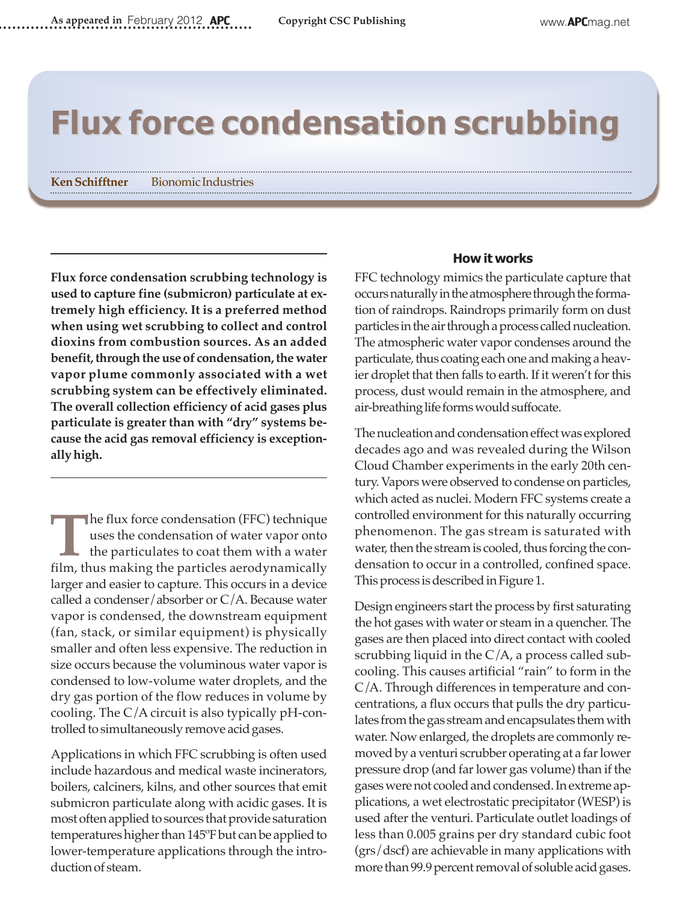# Flux force condensation scrubbing

**Ken Schifftner** Bionomic Industries

**Flux force condensation scrubbing technology is used to capture fine (submicron) particulate at extremely high efficiency. It is a preferred method when using wet scrubbing to collect and control dioxins from combustion sources. As an added benefit, through the use of condensation, the water vapor plume commonly associated with a wet scrubbing system can be effectively eliminated. The overall collection efficiency of acid gases plus particulate is greater than with "dry" systems because the acid gas removal efficiency is exceptionally high.**

The flux force condensation (FFC) technique uses the condensation of water vapor onto the particulates to coat them with a water film, thus making the particles aerodynamically larger and easier to capture. This occurs in a device called a condenser/absorber or C/A. Because water vapor is condensed, the downstream equipment (fan, stack, or similar equipment) is physically smaller and often less expensive. The reduction in size occurs because the voluminous water vapor is condensed to low-volume water droplets, and the dry gas portion of the flow reduces in volume by cooling. The C/A circuit is also typically pH-controlled to simultaneously remove acid gases.

Applications in which FFC scrubbing is often used include hazardous and medical waste incinerators, boilers, calciners, kilns, and other sources that emit submicron particulate along with acidic gases. It is most often applied to sources that provide saturation temperatures higher than 145ºF but can be applied to lower-temperature applications through the introduction of steam.

## How it works

FFC technology mimics the particulate capture that occurs naturally in the atmosphere through the formation of raindrops. Raindrops primarily form on dust particles in the air through a process called nucleation. The atmospheric water vapor condenses around the particulate, thus coating each one and making a heavier droplet that then falls to earth. If it weren't for this process, dust would remain in the atmosphere, and air-breathing life forms would suffocate.

The nucleation and condensation effect was explored decades ago and was revealed during the Wilson Cloud Chamber experiments in the early 20th century. Vapors were observed to condense on particles, which acted as nuclei. Modern FFC systems create a controlled environment for this naturally occurring phenomenon. The gas stream is saturated with water, then the stream is cooled, thus forcing the condensation to occur in a controlled, confined space. This process is described in Figure 1.

Design engineers start the process by first saturating the hot gases with water or steam in a quencher. The gases are then placed into direct contact with cooled scrubbing liquid in the C/A, a process called subcooling. This causes artificial "rain" to form in the C/A. Through differences in temperature and concentrations, a flux occurs that pulls the dry particulates from the gas stream and encapsulates them with water. Now enlarged, the droplets are commonly removed by a venturi scrubber operating at a far lower pressure drop (and far lower gas volume) than if the gases were not cooled and condensed. In extreme applications, a wet electrostatic precipitator (WESP) is used after the venturi. Particulate outlet loadings of less than 0.005 grains per dry standard cubic foot (grs/dscf) are achievable in many applications with more than 99.9 percent removal of soluble acid gases.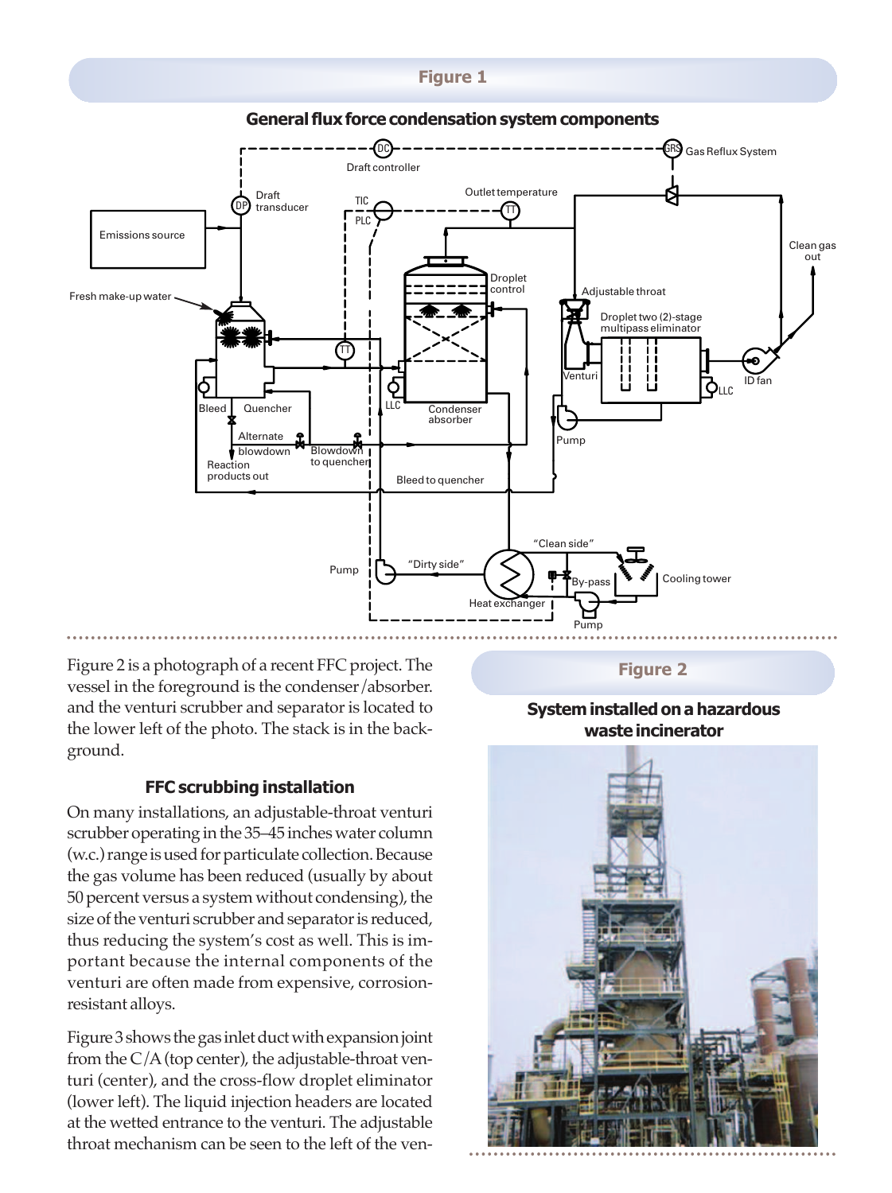## Figure 1

### General flux force condensation system components

Figure 2 is a photograph of a recent FFC project. The vessel in the foreground is the condenser/absorber. and the venturi scrubber and separator is located to the lower left of the photo. The stack is in the background.

### FFC scrubbing installation

On many installations, an adjustable-throat venturi scrubber operating in the 35–45 inches water column (w.c.) range is used for particulate collection. Because the gas volume has been reduced (usually by about 50 percent versus a system without condensing), the size of the venturi scrubber and separator is reduced, thus reducing the system's cost as well. This is important because the internal components of the venturi are often made from expensive, corrosion-resistant alloys.

Figure 3 shows the gas inlet duct with expansion joint from the C/A (top center), the adjustable-throat venturi (center), and the cross-flow droplet eliminator (lower left). The liquid injection headers are located at the wetted entrance to the venturi. The adjustable throat mechanism can be seen to the left of the ven-

## Figure 2

### System installed on a hazardous waste incinerator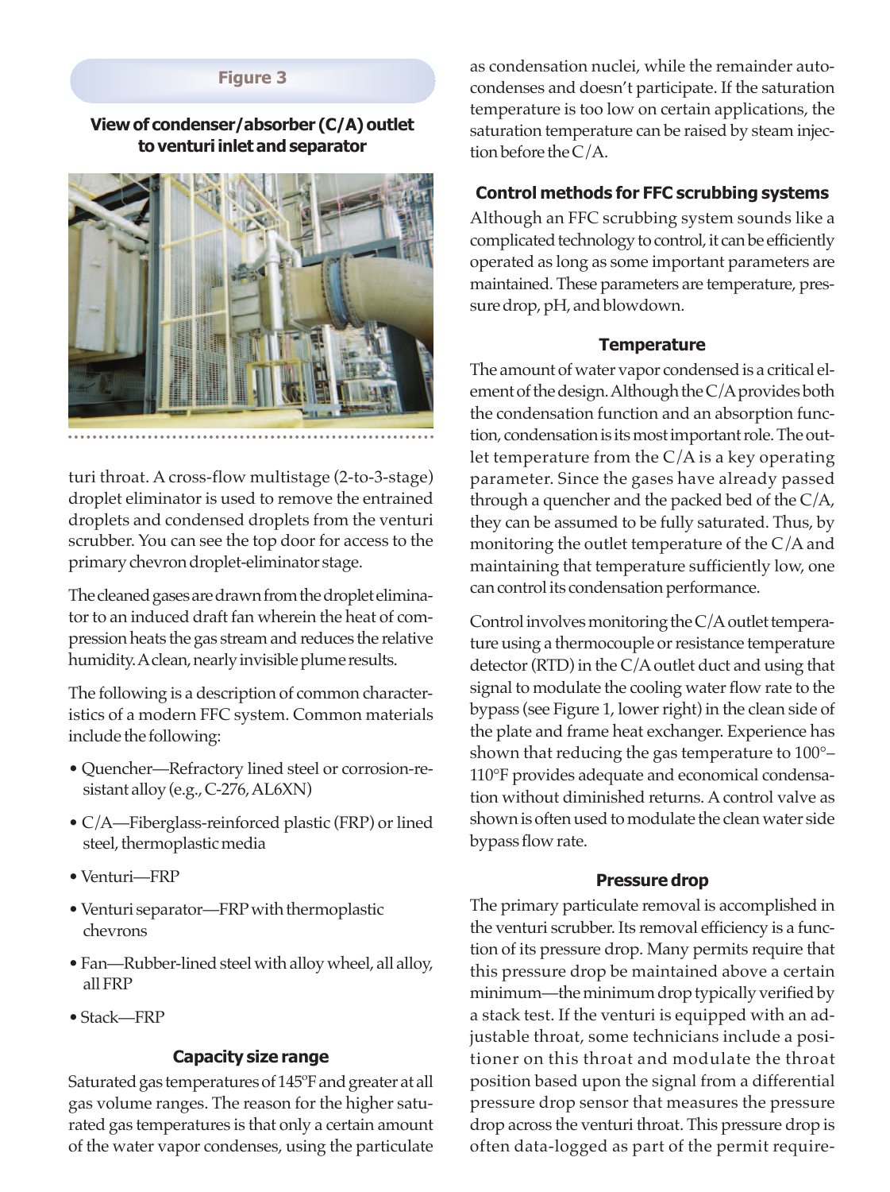**Figure 3**

**View of condenser/absorber (C/A) outlet to venturi inlet and separator**

turi throat. A cross-flow multistage (2-to-3-stage) droplet eliminator is used to remove the entrained droplets and condensed droplets from the venturi scrubber. You can see the top door for access to the primary chevron droplet-eliminator stage.

The cleaned gases are drawn from the droplet eliminator to an induced draft fan wherein the heat of compression heats the gas stream and reduces the relative humidity. A clean, nearly invisible plume results.

The following is a description of common characteristics of a modern FFC system. Common materials include the following:

- Quencher—Refractory lined steel or corrosion-resistant alloy (e.g., C-276, AL6XN)
- C/A—Fiberglass-reinforced plastic (FRP) or lined steel, thermoplastic media
- Venturi—FRP
- Venturi separator—FRP with thermoplastic chevrons
- Fan—Rubber-lined steel with alloy wheel, all alloy, all FRP
- Stack—FRP

### Capacity size range

Saturated gas temperatures of 145ºF and greater at all gas volume ranges. The reason for the higher saturated gas temperatures is that only a certain amount of the water vapor condenses, using the particulate as condensation nuclei, while the remainder auto-condenses and doesn't participate. If the saturation temperature is too low on certain applications, the saturation temperature can be raised by steam injection before the C/A.

## Control methods for FFC scrubbing systems

Although an FFC scrubbing system sounds like a complicated technology to control, it can be efficiently operated as long as some important parameters are maintained. These parameters are temperature, pressure drop, pH, and blowdown.

### Temperature

The amount of water vapor condensed is a critical element of the design. Although the C/A provides both the condensation function and an absorption function, condensation is its most important role. The outlet temperature from the C/A is a key operating parameter. Since the gases have already passed through a quencher and the packed bed of the C/A, they can be assumed to be fully saturated. Thus, by monitoring the outlet temperature of the C/A and maintaining that temperature sufficiently low, one can control its condensation performance.

Control involves monitoring the C/A outlet temperature using a thermocouple or resistance temperature detector (RTD) in the C/A outlet duct and using that signal to modulate the cooling water flow rate to the bypass (see Figure 1, lower right) in the clean side of the plate and frame heat exchanger. Experience has shown that reducing the gas temperature to 100°–110°F provides adequate and economical condensation without diminished returns. A control valve as shown is often used to modulate the clean water side bypass flow rate.

### Pressure drop

The primary particulate removal is accomplished in the venturi scrubber. Its removal efficiency is a function of its pressure drop. Many permits require that this pressure drop be maintained above a certain minimum—the minimum drop typically verified by a stack test. If the venturi is equipped with an adjustable throat, some technicians include a positioner on this throat and modulate the throat position based upon the signal from a differential pressure drop sensor that measures the pressure drop across the venturi throat. This pressure drop is often data-logged as part of the permit require-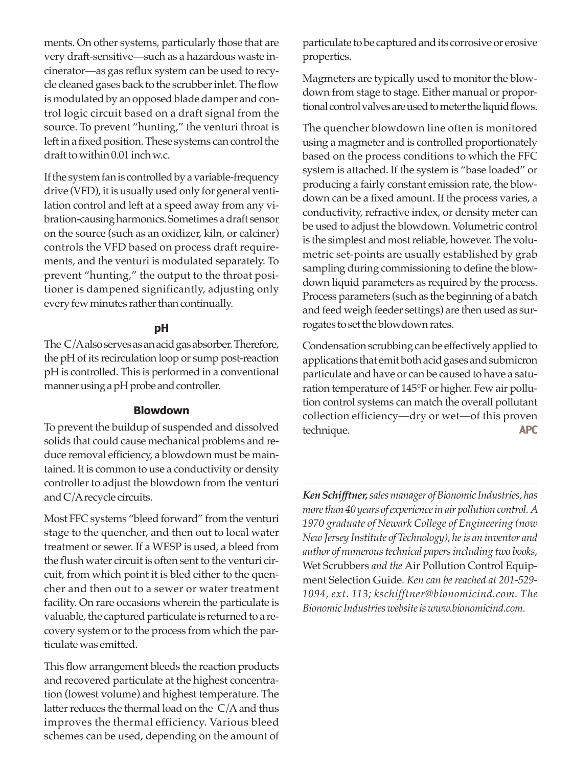ments. On other systems, particularly those that are very draft-sensitive—such as a hazardous waste incinerator—as gas reflux system can be used to recycle cleaned gases back to the scrubber inlet. The flow is modulated by an opposed blade damper and control logic circuit based on a draft signal from the source. To prevent "hunting," the venturi throat is left in a fixed position. These systems can control the draft to within 0.01 inch w.c.

If the system fan is controlled by a variable-frequency drive (VFD), it is usually used only for general ventilation control and left at a speed away from any vibration-causing harmonics. Sometimes a draft sensor on the source (such as an oxidizer, kiln, or calciner) controls the VFD based on process draft requirements, and the venturi is modulated separately. To prevent "hunting," the output to the throat positioner is dampened significantly, adjusting only every few minutes rather than continually.

### pH

The C/A also serves as an acid gas absorber. Therefore, the pH of its recirculation loop or sump post-reaction pH is controlled. This is performed in a conventional manner using a pH probe and controller.

### Blowdown

To prevent the buildup of suspended and dissolved solids that could cause mechanical problems and reduce removal efficiency, a blowdown must be maintained. It is common to use a conductivity or density controller to adjust the blowdown from the venturi and C/A recycle circuits.

Most FFC systems "bleed forward" from the venturi stage to the quencher, and then out to local water treatment or sewer. If a WESP is used, a bleed from the flush water circuit is often sent to the venturi circuit, from which point it is bled either to the quencher and then out to a sewer or water treatment facility. On rare occasions wherein the particulate is valuable, the captured particulate is returned to a recovery system or to the process from which the particulate was emitted.

This flow arrangement bleeds the reaction products and recovered particulate at the highest concentration (lowest volume) and highest temperature. The latter reduces the thermal load on the C/A and thus improves the thermal efficiency. Various bleed schemes can be used, depending on the amount of particulate to be captured and its corrosive or erosive properties.

Magmeters are typically used to monitor the blowdown from stage to stage. Either manual or proportional control valves are used to meter the liquid flows.

The quencher blowdown line often is monitored using a magmeter and is controlled proportionately based on the process conditions to which the FFC system is attached. If the system is "base loaded" or producing a fairly constant emission rate, the blowdown can be a fixed amount. If the process varies, a conductivity, refractive index, or density meter can be used to adjust the blowdown. Volumetric control is the simplest and most reliable, however. The volumetric set-points are usually established by grab sampling during commissioning to define the blowdown liquid parameters as required by the process. Process parameters (such as the beginning of a batch and feed weigh feeder settings) are then used as surrogates to set the blowdown rates.

Condensation scrubbing can be effectively applied to applications that emit both acid gases and submicron particulate and have or can be caused to have a saturation temperature of 145°F or higher. Few air pollution control systems can match the overall pollutant collection efficiency—dry or wet—of this proven technique. **APC**

---

***Ken Schifftner,*** *sales manager of Bionomic Industries, has more than 40 years of experience in air pollution control. A 1970 graduate of Newark College of Engineering (now New Jersey Institute of Technology), he is an inventor and author of numerous technical papers including two books,* Wet Scrubbers *and the* Air Pollution Control Equipment Selection Guide. *Ken can be reached at 201-529-1094, ext. 113; kschifftner@bionomicind.com. The Bionomic Industries website is www.bionomicind.com.*